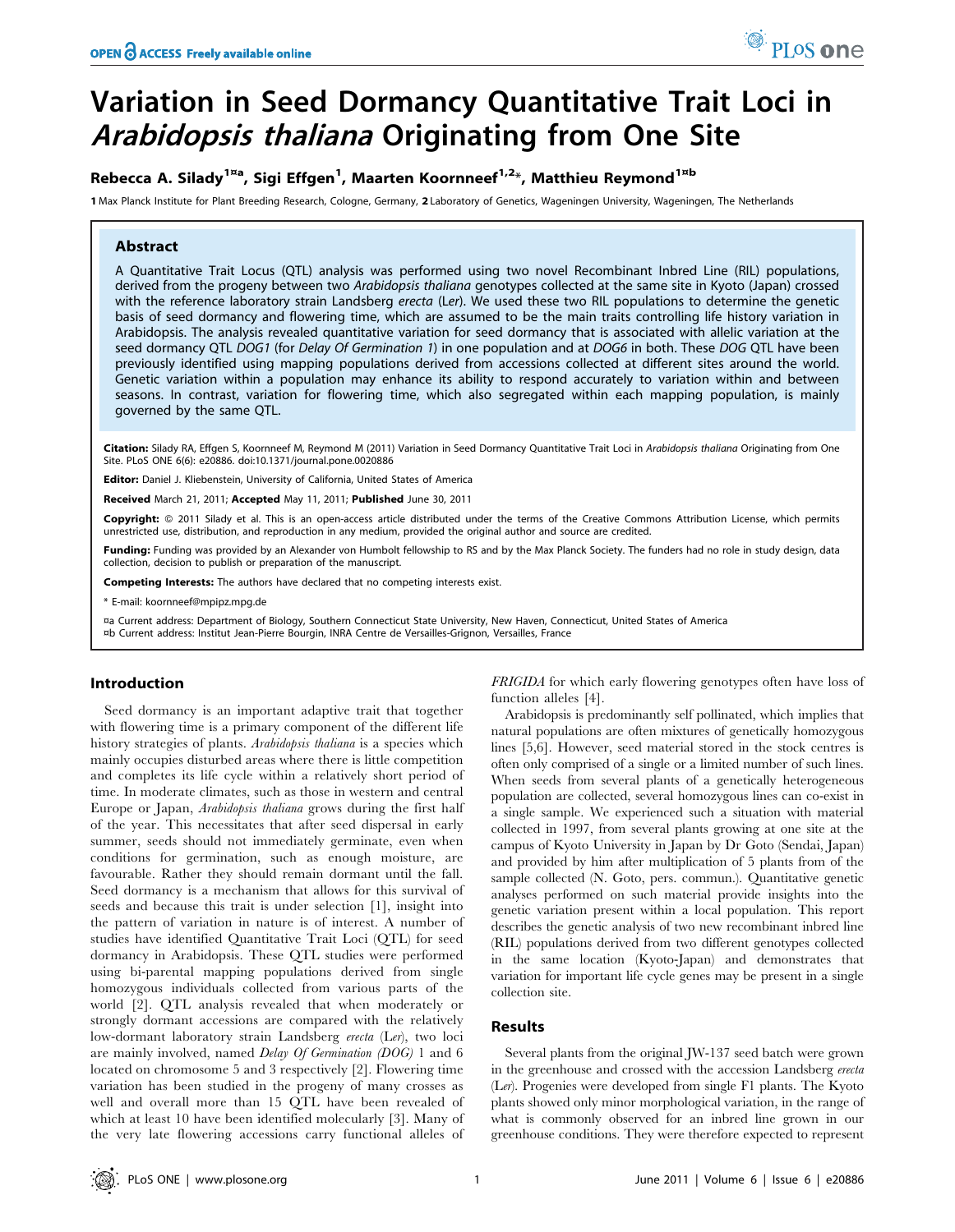# Variation in Seed Dormancy Quantitative Trait Loci in *Arabidopsis thaliana* Originating from One Site

**Rebecca A. Silady[1¤a], Sigi Effgen[1], Maarten Koornneef[1,2*], Matthieu Reymond[1¤b]**

1 Max Planck Institute for Plant Breeding Research, Cologne, Germany, 2 Laboratory of Genetics, Wageningen University, Wageningen, The Netherlands

## Abstract

A Quantitative Trait Locus (QTL) analysis was performed using two novel Recombinant Inbred Line (RIL) populations, derived from the progeny between two *Arabidopsis thaliana* genotypes collected at the same site in Kyoto (Japan) crossed with the reference laboratory strain Landsberg *erecta* (L*er*). We used these two RIL populations to determine the genetic basis of seed dormancy and flowering time, which are assumed to be the main traits controlling life history variation in Arabidopsis. The analysis revealed quantitative variation for seed dormancy that is associated with allelic variation at the seed dormancy QTL *DOG1* (for *Delay Of Germination 1*) in one population and at *DOG6* in both. These *DOG* QTL have been previously identified using mapping populations derived from accessions collected at different sites around the world. Genetic variation within a population may enhance its ability to respond accurately to variation within and between seasons. In contrast, variation for flowering time, which also segregated within each mapping population, is mainly governed by the same QTL.

**Citation:** Silady RA, Effgen S, Koornneef M, Reymond M (2011) Variation in Seed Dormancy Quantitative Trait Loci in *Arabidopsis thaliana* Originating from One Site. PLoS ONE 6(6): e20886. doi:10.1371/journal.pone.0020886

**Editor:** Daniel J. Kliebenstein, University of California, United States of America

**Received** March 21, 2011; **Accepted** May 11, 2011; **Published** June 30, 2011

**Copyright:** © 2011 Silady et al. This is an open-access article distributed under the terms of the Creative Commons Attribution License, which permits unrestricted use, distribution, and reproduction in any medium, provided the original author and source are credited.

**Funding:** Funding was provided by an Alexander von Humbolt fellowship to RS and by the Max Planck Society. The funders had no role in study design, data collection, decision to publish or preparation of the manuscript.

**Competing Interests:** The authors have declared that no competing interests exist.

\* E-mail: koornneef@mpipz.mpg.de

¤a Current address: Department of Biology, Southern Connecticut State University, New Haven, Connecticut, United States of America

¤b Current address: Institut Jean-Pierre Bourgin, INRA Centre de Versailles-Grignon, Versailles, France

## Introduction

Seed dormancy is an important adaptive trait that together with flowering time is a primary component of the different life history strategies of plants. *Arabidopsis thaliana* is a species which mainly occupies disturbed areas where there is little competition and completes its life cycle within a relatively short period of time. In moderate climates, such as those in western and central Europe or Japan, *Arabidopsis thaliana* grows during the first half of the year. This necessitates that after seed dispersal in early summer, seeds should not immediately germinate, even when conditions for germination, such as enough moisture, are favourable. Rather they should remain dormant until the fall. Seed dormancy is a mechanism that allows for this survival of seeds and because this trait is under selection [1], insight into the pattern of variation in nature is of interest. A number of studies have identified Quantitative Trait Loci (QTL) for seed dormancy in Arabidopsis. These QTL studies were performed using bi-parental mapping populations derived from single homozygous individuals collected from various parts of the world [2]. QTL analysis revealed that when moderately or strongly dormant accessions are compared with the relatively low-dormant laboratory strain Landsberg *erecta* (L*er*), two loci are mainly involved, named *Delay Of Germination (DOG)* 1 and 6 located on chromosome 5 and 3 respectively [2]. Flowering time variation has been studied in the progeny of many crosses as well and overall more than 15 QTL have been revealed of which at least 10 have been identified molecularly [3]. Many of the very late flowering accessions carry functional alleles of *FRIGIDA* for which early flowering genotypes often have loss of function alleles [4].

Arabidopsis is predominantly self pollinated, which implies that natural populations are often mixtures of genetically homozygous lines [5,6]. However, seed material stored in the stock centres is often only comprised of a single or a limited number of such lines. When seeds from several plants of a genetically heterogeneous population are collected, several homozygous lines can co-exist in a single sample. We experienced such a situation with material collected in 1997, from several plants growing at one site at the campus of Kyoto University in Japan by Dr Goto (Sendai, Japan) and provided by him after multiplication of 5 plants from of the sample collected (N. Goto, pers. commun.). Quantitative genetic analyses performed on such material provide insights into the genetic variation present within a local population. This report describes the genetic analysis of two new recombinant inbred line (RIL) populations derived from two different genotypes collected in the same location (Kyoto-Japan) and demonstrates that variation for important life cycle genes may be present in a single collection site.

## Results

Several plants from the original JW-137 seed batch were grown in the greenhouse and crossed with the accession Landsberg *erecta* (L*er*). Progenies were developed from single F1 plants. The Kyoto plants showed only minor morphological variation, in the range of what is commonly observed for an inbred line grown in our greenhouse conditions. They were therefore expected to represent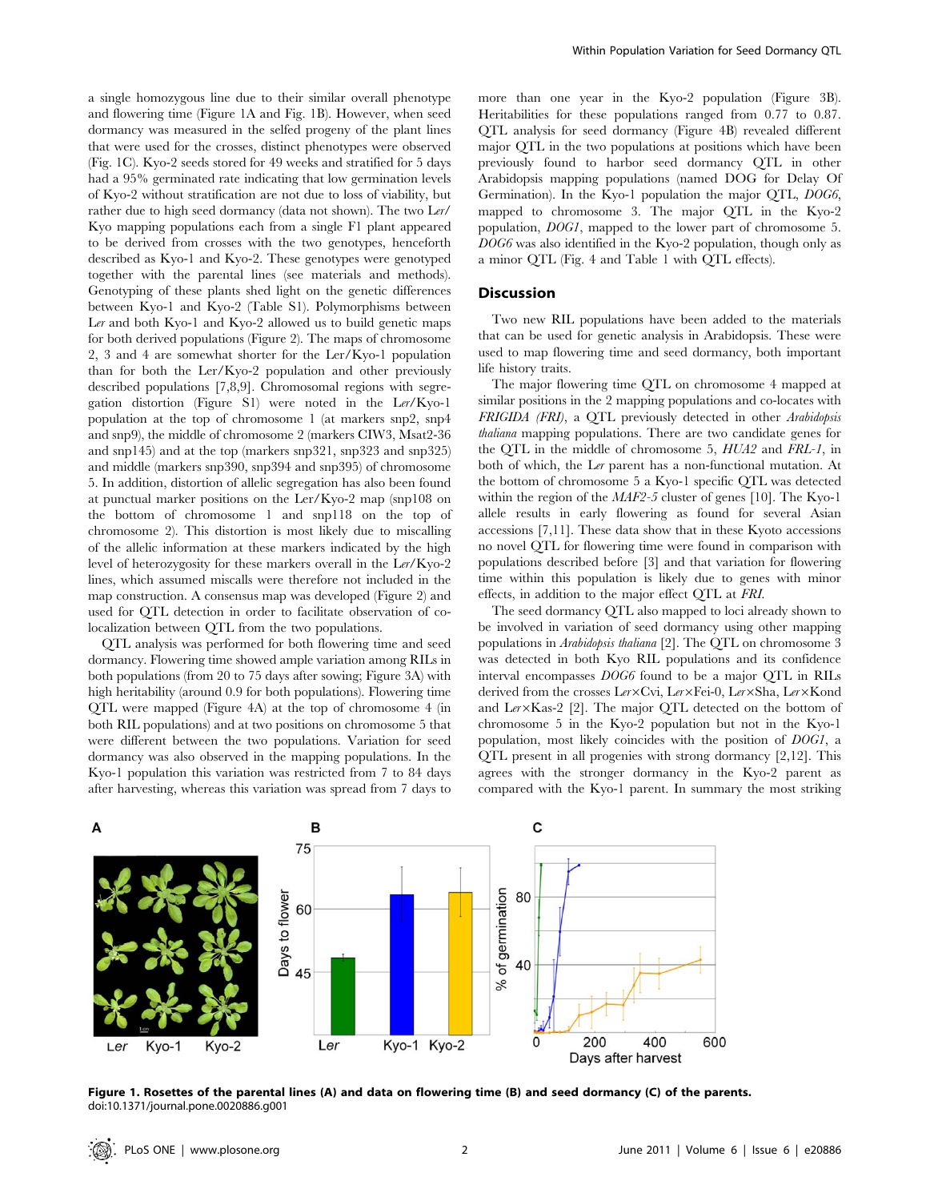a single homozygous line due to their similar overall phenotype and flowering time (Figure 1A and Fig. 1B). However, when seed dormancy was measured in the selfed progeny of the plant lines that were used for the crosses, distinct phenotypes were observed (Fig. 1C). Kyo-2 seeds stored for 49 weeks and stratified for 5 days had a 95% germinated rate indicating that low germination levels of Kyo-2 without stratification are not due to loss of viability, but rather due to high seed dormancy (data not shown). The two *Ler*/Kyo mapping populations each from a single F1 plant appeared to be derived from crosses with the two genotypes, henceforth described as Kyo-1 and Kyo-2. These genotypes were genotyped together with the parental lines (see materials and methods). Genotyping of these plants shed light on the genetic differences between Kyo-1 and Kyo-2 (Table S1). Polymorphisms between *Ler* and both Kyo-1 and Kyo-2 allowed us to build genetic maps for both derived populations (Figure 2). The maps of chromosome 2, 3 and 4 are somewhat shorter for the Ler/Kyo-1 population than for both the Ler/Kyo-2 population and other previously described populations [7,8,9]. Chromosomal regions with segregation distortion (Figure S1) were noted in the *Ler*/Kyo-1 population at the top of chromosome 1 (at markers snp2, snp4 and snp9), the middle of chromosome 2 (markers CIW3, Msat2-36 and snp145) and at the top (markers snp321, snp323 and snp325) and middle (markers snp390, snp394 and snp395) of chromosome 5. In addition, distortion of allelic segregation has also been found at punctual marker positions on the Ler/Kyo-2 map (snp108 on the bottom of chromosome 1 and snp118 on the top of chromosome 2). This distortion is most likely due to miscalling of the allelic information at these markers indicated by the high level of heterozygosity for these markers overall in the *Ler*/Kyo-2 lines, which assumed miscalls were therefore not included in the map construction. A consensus map was developed (Figure 2) and used for QTL detection in order to facilitate observation of co-localization between QTL from the two populations.

QTL analysis was performed for both flowering time and seed dormancy. Flowering time showed ample variation among RILs in both populations (from 20 to 75 days after sowing; Figure 3A) with high heritability (around 0.9 for both populations). Flowering time QTL were mapped (Figure 4A) at the top of chromosome 4 (in both RIL populations) and at two positions on chromosome 5 that were different between the two populations. Variation for seed dormancy was also observed in the mapping populations. In the Kyo-1 population this variation was restricted from 7 to 84 days after harvesting, whereas this variation was spread from 7 days to more than one year in the Kyo-2 population (Figure 3B). Heritabilities for these populations ranged from 0.77 to 0.87. QTL analysis for seed dormancy (Figure 4B) revealed different major QTL in the two populations at positions which have been previously found to harbor seed dormancy QTL in other Arabidopsis mapping populations (named DOG for Delay Of Germination). In the Kyo-1 population the major QTL, *DOG6*, mapped to chromosome 3. The major QTL in the Kyo-2 population, *DOG1*, mapped to the lower part of chromosome 5. *DOG6* was also identified in the Kyo-2 population, though only as a minor QTL (Fig. 4 and Table 1 with QTL effects).

## Discussion

Two new RIL populations have been added to the materials that can be used for genetic analysis in Arabidopsis. These were used to map flowering time and seed dormancy, both important life history traits.

The major flowering time QTL on chromosome 4 mapped at similar positions in the 2 mapping populations and co-locates with *FRIGIDA (FRI)*, a QTL previously detected in other *Arabidopsis thaliana* mapping populations. There are two candidate genes for the QTL in the middle of chromosome 5, *HUA2* and *FRL-1*, in both of which, the *Ler* parent has a non-functional mutation. At the bottom of chromosome 5 a Kyo-1 specific QTL was detected within the region of the *MAF2-5* cluster of genes [10]. The Kyo-1 allele results in early flowering as found for several Asian accessions [7,11]. These data show that in these Kyoto accessions no novel QTL for flowering time were found in comparison with populations described before [3] and that variation for flowering time within this population is likely due to genes with minor effects, in addition to the major effect QTL at *FRI*.

The seed dormancy QTL also mapped to loci already shown to be involved in variation of seed dormancy using other mapping populations in *Arabidopsis thaliana* [2]. The QTL on chromosome 3 was detected in both Kyo RIL populations and its confidence interval encompasses *DOG6* found to be a major QTL in RILs derived from the crosses *Ler*×Cvi, *Ler*×Fei-0, *Ler*×Sha, *Ler*×Kond and *Ler*×Kas-2 [2]. The major QTL detected on the bottom of chromosome 5 in the Kyo-2 population but not in the Kyo-1 population, most likely coincides with the position of *DOG1*, a QTL present in all progenies with strong dormancy [2,12]. This agrees with the stronger dormancy in the Kyo-2 parent as compared with the Kyo-1 parent. In summary the most striking

**Figure 1. Rosettes of the parental lines (A) and data on flowering time (B) and seed dormancy (C) of the parents.**
doi:10.1371/journal.pone.0020886.g001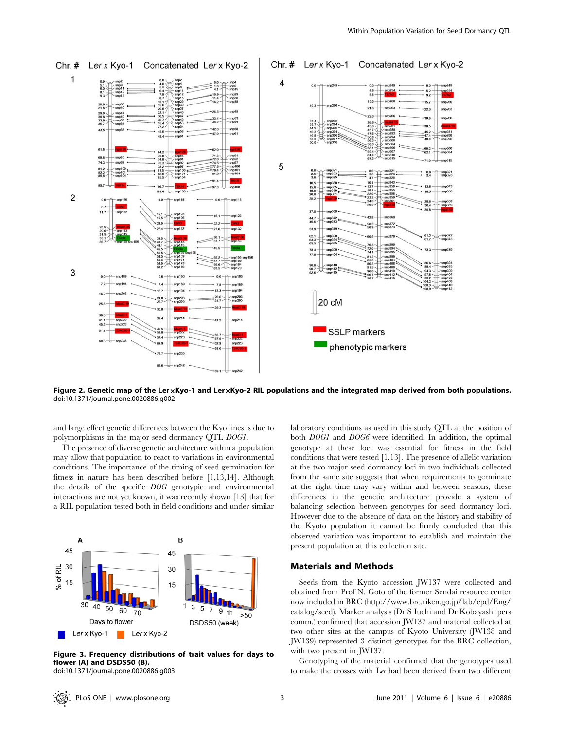**Figure 2. Genetic map of the Ler×Kyo-1 and Ler×Kyo-2 RIL populations and the integrated map derived from both populations.**
doi:10.1371/journal.pone.0020886.g002

and large effect genetic differences between the Kyo lines is due to polymorphisms in the major seed dormancy QTL *DOG1*.

The presence of diverse genetic architecture within a population may allow that population to react to variations in environmental conditions. The importance of the timing of seed germination for fitness in nature has been described before [1,13,14]. Although the details of the specific *DOG* genotypic and environmental interactions are not yet known, it was recently shown [13] that for a RIL population tested both in field conditions and under similar laboratory conditions as used in this study QTL at the position of both *DOG1* and *DOG6* were identified. In addition, the optimal genotype at these loci was essential for fitness in the field conditions that were tested [1,13]. The presence of allelic variation at the two major seed dormancy loci in two individuals collected from the same site suggests that when requirements to germinate at the right time may vary within and between seasons, these differences in the genetic architecture provide a system of balancing selection between genotypes for seed dormancy loci. However due to the absence of data on the history and stability of the Kyoto population it cannot be firmly concluded that this observed variation was important to establish and maintain the present population at this collection site.

**Figure 3. Frequency distributions of trait values for days to flower (A) and DSDS50 (B).**
doi:10.1371/journal.pone.0020886.g003

## Materials and Methods

Seeds from the Kyoto accession JW137 were collected and obtained from Prof N. Goto of the former Sendai resource center now included in BRC (http://www.brc.riken.go.jp/lab/epd/Eng/catalog/seed). Marker analysis (Dr S Iuchi and Dr Kobayashi pers comm.) confirmed that accession JW137 and material collected at two other sites at the campus of Kyoto University (JW138 and JW139) represented 3 distinct genotypes for the BRC collection, with two present in JW137.

Genotyping of the material confirmed that the genotypes used to make the crosses with *Ler* had been derived from two different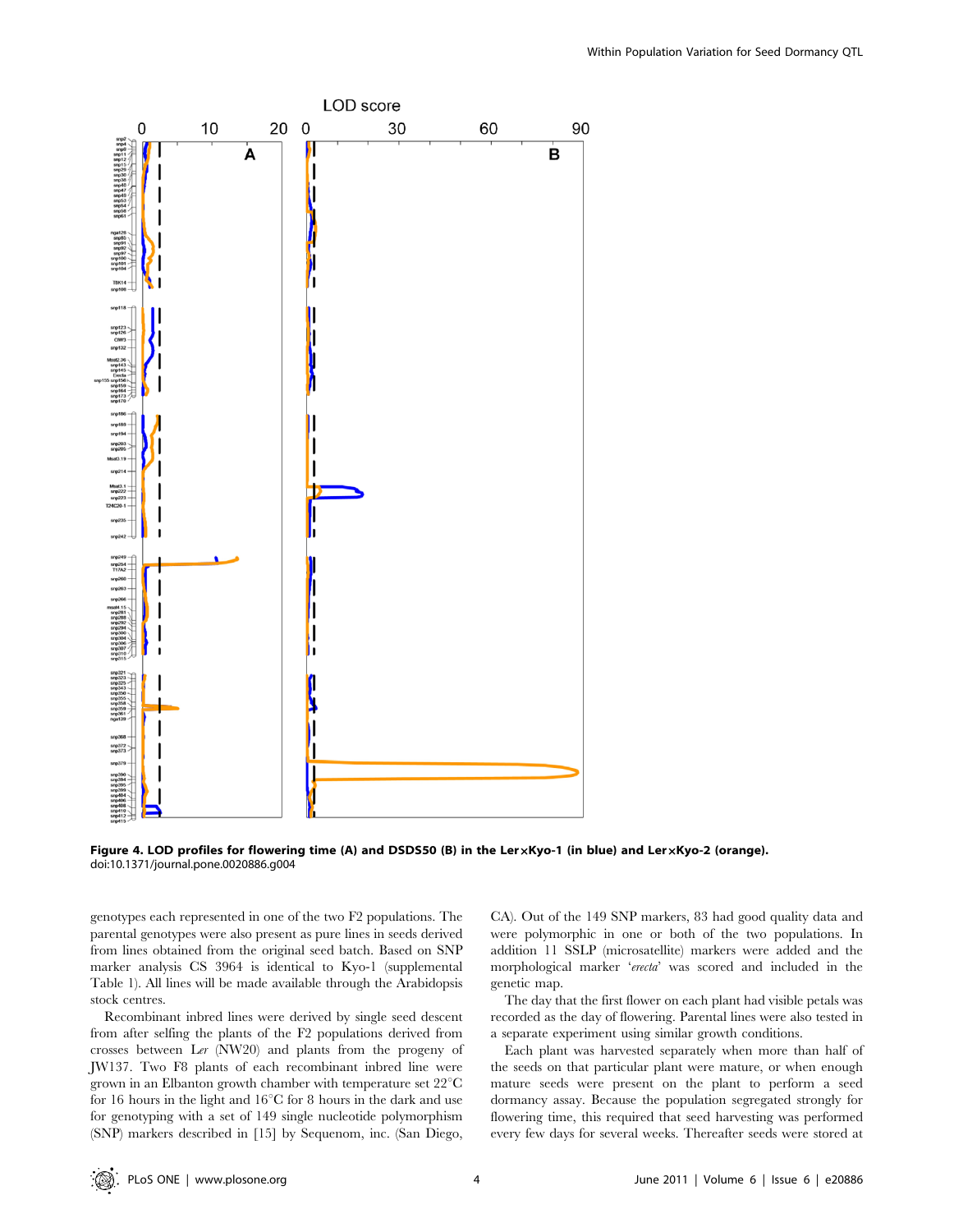**Figure 4. LOD profiles for flowering time (A) and DSDS50 (B) in the Ler×Kyo-1 (in blue) and Ler×Kyo-2 (orange).**
doi:10.1371/journal.pone.0020886.g004

genotypes each represented in one of the two F2 populations. The parental genotypes were also present as pure lines in seeds derived from lines obtained from the original seed batch. Based on SNP marker analysis CS 3964 is identical to Kyo-1 (supplemental Table 1). All lines will be made available through the Arabidopsis stock centres.

Recombinant inbred lines were derived by single seed descent from after selfing the plants of the F2 populations derived from crosses between *Ler* (NW20) and plants from the progeny of JW137. Two F8 plants of each recombinant inbred line were grown in an Elbanton growth chamber with temperature set 22°C for 16 hours in the light and 16°C for 8 hours in the dark and use for genotyping with a set of 149 single nucleotide polymorphism (SNP) markers described in [15] by Sequenom, inc. (San Diego, CA). Out of the 149 SNP markers, 83 had good quality data and were polymorphic in one or both of the two populations. In addition 11 SSLP (microsatellite) markers were added and the morphological marker '*erecta*' was scored and included in the genetic map.

The day that the first flower on each plant had visible petals was recorded as the day of flowering. Parental lines were also tested in a separate experiment using similar growth conditions.

Each plant was harvested separately when more than half of the seeds on that particular plant were mature, or when enough mature seeds were present on the plant to perform a seed dormancy assay. Because the population segregated strongly for flowering time, this required that seed harvesting was performed every few days for several weeks. Thereafter seeds were stored at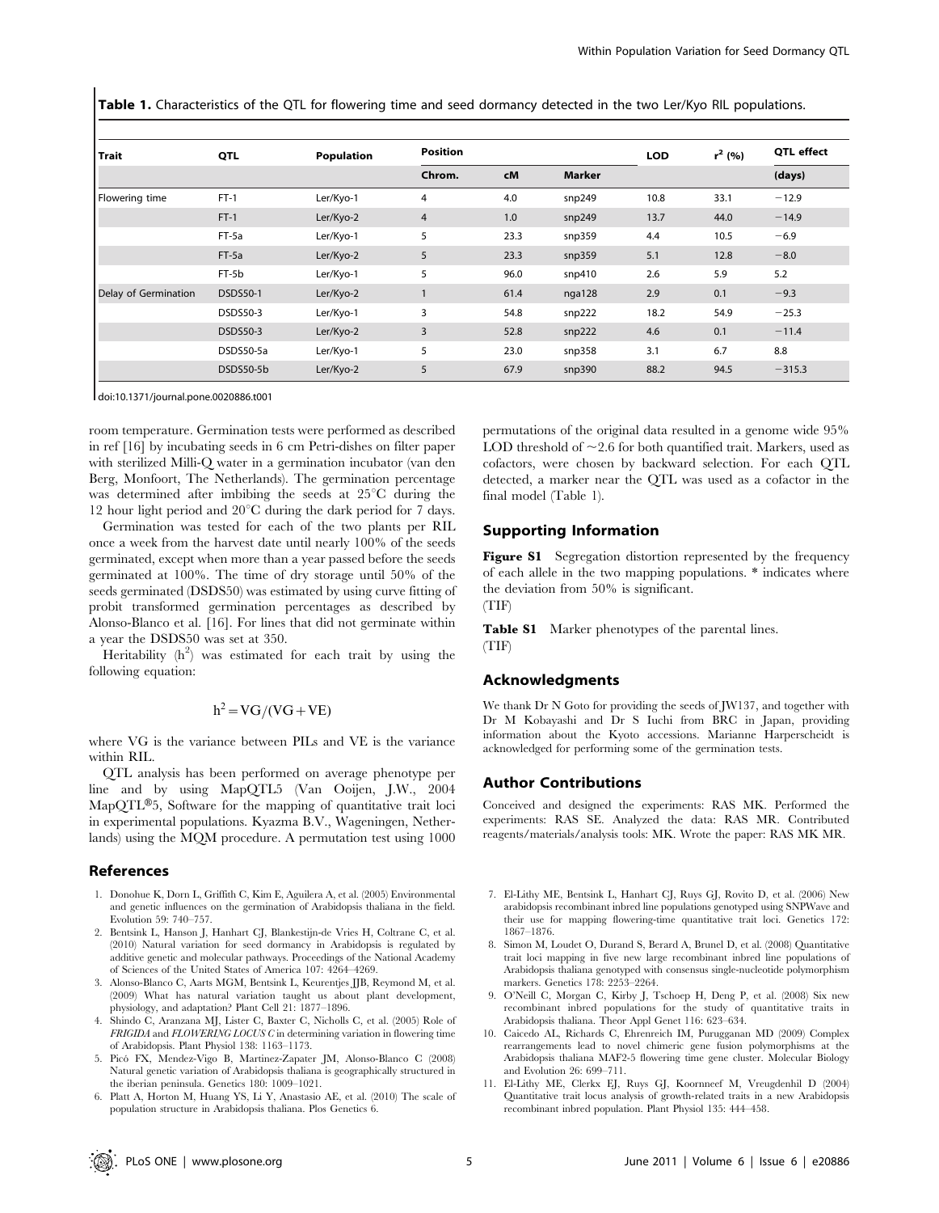**Table 1.** Characteristics of the QTL for flowering time and seed dormancy detected in the two Ler/Kyo RIL populations.

| Trait | QTL | Population | Position | | | LOD | $r^2$ (%) | QTL effect |
|---|---|---|---|---|---|---|---|---|
| | | | Chrom. | cM | Marker | | | (days) |
| Flowering time | FT-1 | Ler/Kyo-1 | 4 | 4.0 | snp249 | 10.8 | 33.1 | −12.9 |
| | FT-1 | Ler/Kyo-2 | 4 | 1.0 | snp249 | 13.7 | 44.0 | −14.9 |
| | FT-5a | Ler/Kyo-1 | 5 | 23.3 | snp359 | 4.4 | 10.5 | −6.9 |
| | FT-5a | Ler/Kyo-2 | 5 | 23.3 | snp359 | 5.1 | 12.8 | −8.0 |
| | FT-5b | Ler/Kyo-1 | 5 | 96.0 | snp410 | 2.6 | 5.9 | 5.2 |
| Delay of Germination | DSDS50-1 | Ler/Kyo-2 | 1 | 61.4 | nga128 | 2.9 | 0.1 | −9.3 |
| | DSDS50-3 | Ler/Kyo-1 | 3 | 54.8 | snp222 | 18.2 | 54.9 | −25.3 |
| | DSDS50-3 | Ler/Kyo-2 | 3 | 52.8 | snp222 | 4.6 | 0.1 | −11.4 |
| | DSDS50-5a | Ler/Kyo-1 | 5 | 23.0 | snp358 | 3.1 | 6.7 | 8.8 |
| | DSDS50-5b | Ler/Kyo-2 | 5 | 67.9 | snp390 | 88.2 | 94.5 | −315.3 |

doi:10.1371/journal.pone.0020886.t001

room temperature. Germination tests were performed as described in ref [16] by incubating seeds in 6 cm Petri-dishes on filter paper with sterilized Milli-Q water in a germination incubator (van den Berg, Monfoort, The Netherlands). The germination percentage was determined after imbibing the seeds at 25°C during the 12 hour light period and 20°C during the dark period for 7 days.

Germination was tested for each of the two plants per RIL once a week from the harvest date until nearly 100% of the seeds germinated, except when more than a year passed before the seeds germinated at 100%. The time of dry storage until 50% of the seeds germinated (DSDS50) was estimated by using curve fitting of probit transformed germination percentages as described by Alonso-Blanco et al. [16]. For lines that did not germinate within a year the DSDS50 was set at 350.

Heritability ($h^2$) was estimated for each trait by using the following equation:

$$h^2 = VG/(VG + VE)$$

where VG is the variance between PILs and VE is the variance within RIL.

QTL analysis has been performed on average phenotype per line and by using MapQTL5 (Van Ooijen, J.W., 2004 MapQTL®5, Software for the mapping of quantitative trait loci in experimental populations. Kyazma B.V., Wageningen, Netherlands) using the MQM procedure. A permutation test using 1000 permutations of the original data resulted in a genome wide 95% LOD threshold of ~2.6 for both quantified trait. Markers, used as cofactors, were chosen by backward selection. For each QTL detected, a marker near the QTL was used as a cofactor in the final model (Table 1).

## Supporting Information

**Figure S1** Segregation distortion represented by the frequency of each allele in the two mapping populations. * indicates where the deviation from 50% is significant.
(TIF)

**Table S1** Marker phenotypes of the parental lines.
(TIF)

## Acknowledgments

We thank Dr N Goto for providing the seeds of JW137, and together with Dr M Kobayashi and Dr S Iuchi from BRC in Japan, providing information about the Kyoto accessions. Marianne Harperscheidt is acknowledged for performing some of the germination tests.

## Author Contributions

Conceived and designed the experiments: RAS MK. Performed the experiments: RAS SE. Analyzed the data: RAS MR. Contributed reagents/materials/analysis tools: MK. Wrote the paper: RAS MK MR.

## References

1. Donohue K, Dorn L, Griffith C, Kim E, Aguilera A, et al. (2005) Environmental and genetic influences on the germination of Arabidopsis thaliana in the field. Evolution 59: 740–757.
2. Bentsink L, Hanson J, Hanhart CJ, Blankestijn-de Vries H, Coltrane C, et al. (2010) Natural variation for seed dormancy in Arabidopsis is regulated by additive genetic and molecular pathways. Proceedings of the National Academy of Sciences of the United States of America 107: 4264–4269.
3. Alonso-Blanco C, Aarts MGM, Bentsink L, Keurentjes JJB, Reymond M, et al. (2009) What has natural variation taught us about plant development, physiology, and adaptation? Plant Cell 21: 1877–1896.
4. Shindo C, Aranzana MJ, Lister C, Baxter C, Nicholls C, et al. (2005) Role of *FRIGIDA* and *FLOWERING LOCUS C* in determining variation in flowering time of Arabidopsis. Plant Physiol 138: 1163–1173.
5. Picó FX, Mendez-Vigo B, Martinez-Zapater JM, Alonso-Blanco C (2008) Natural genetic variation of Arabidopsis thaliana is geographically structured in the iberian peninsula. Genetics 180: 1009–1021.
6. Platt A, Horton M, Huang YS, Li Y, Anastasio AE, et al. (2010) The scale of population structure in Arabidopsis thaliana. Plos Genetics 6.
7. El-Lithy ME, Bentsink L, Hanhart CJ, Ruys GJ, Rovito D, et al. (2006) New arabidopsis recombinant inbred line populations genotyped using SNPWave and their use for mapping flowering-time quantitative trait loci. Genetics 172: 1867–1876.
8. Simon M, Loudet O, Durand S, Berard A, Brunel D, et al. (2008) Quantitative trait loci mapping in five new large recombinant inbred line populations of Arabidopsis thaliana genotyped with consensus single-nucleotide polymorphism markers. Genetics 178: 2253–2264.
9. O'Neill C, Morgan C, Kirby J, Tschoep H, Deng P, et al. (2008) Six new recombinant inbred populations for the study of quantitative traits in Arabidopsis thaliana. Theor Appl Genet 116: 623–634.
10. Caicedo AL, Richards C, Ehrenreich IM, Purugganan MD (2009) Complex rearrangements lead to novel chimeric gene fusion polymorphisms at the Arabidopsis thaliana MAF2-5 flowering time gene cluster. Molecular Biology and Evolution 26: 699–711.
11. El-Lithy ME, Clerkx EJ, Ruys GJ, Koornneef M, Vreugdenhil D (2004) Quantitative trait locus analysis of growth-related traits in a new Arabidopsis recombinant inbred population. Plant Physiol 135: 444–458.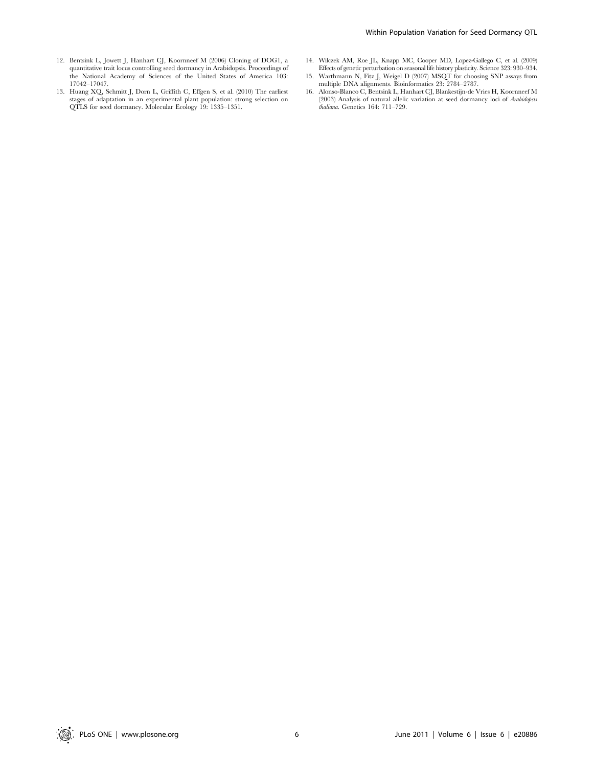12. Bentsink L, Jowett J, Hanhart CJ, Koornneef M (2006) Cloning of DOG1, a quantitative trait locus controlling seed dormancy in Arabidopsis. Proceedings of the National Academy of Sciences of the United States of America 103: 17042–17047.
13. Huang XQ, Schmitt J, Dorn L, Griffith C, Effgen S, et al. (2010) The earliest stages of adaptation in an experimental plant population: strong selection on QTLS for seed dormancy. Molecular Ecology 19: 1335–1351.
14. Wilczek AM, Roe JL, Knapp MC, Cooper MD, Lopez-Gallego C, et al. (2009) Effects of genetic perturbation on seasonal life history plasticity. Science 323: 930–934.
15. Warthmann N, Fitz J, Weigel D (2007) MSQT for choosing SNP assays from multiple DNA alignments. Bioinformatics 23: 2784–2787.
16. Alonso-Blanco C, Bentsink L, Hanhart CJ, Blankestijn-de Vries H, Koornneef M (2003) Analysis of natural allelic variation at seed dormancy loci of *Arabidopsis thaliana*. Genetics 164: 711–729.